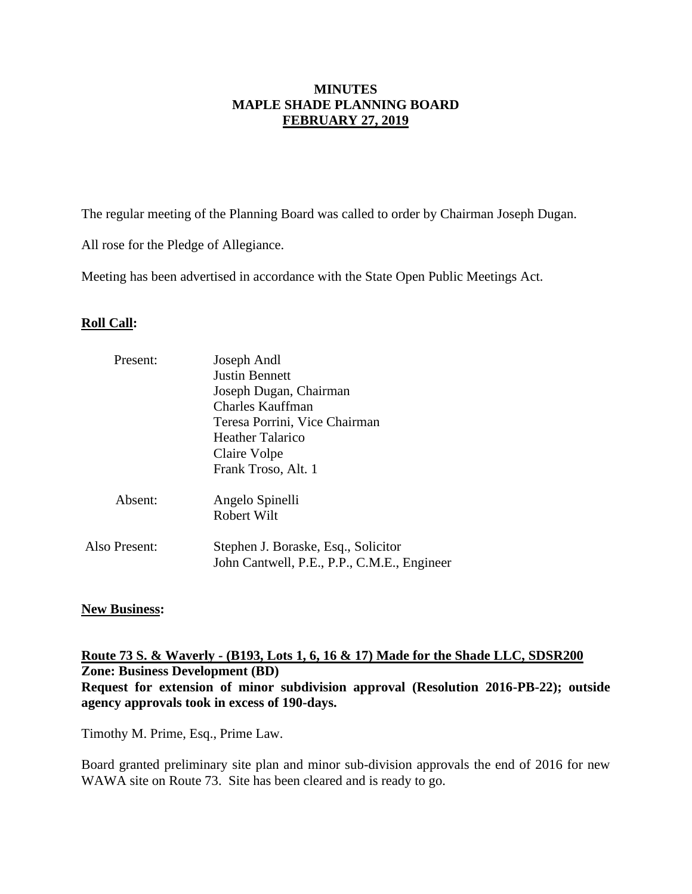**MINUTES**
**MAPLE SHADE PLANNING BOARD**
**FEBRUARY 27, 2019**

The regular meeting of the Planning Board was called to order by Chairman Joseph Dugan.

All rose for the Pledge of Allegiance.

Meeting has been advertised in accordance with the State Open Public Meetings Act.

**Roll Call:**

Present:
- Joseph Andl
- Justin Bennett
- Joseph Dugan, Chairman
- Charles Kauffman
- Teresa Porrini, Vice Chairman
- Heather Talarico
- Claire Volpe
- Frank Troso, Alt. 1

Absent:
- Angelo Spinelli
- Robert Wilt

Also Present:
- Stephen J. Boraske, Esq., Solicitor
- John Cantwell, P.E., P.P., C.M.E., Engineer

**New Business:**

**Route 73 S. & Waverly - (B193, Lots 1, 6, 16 & 17) Made for the Shade LLC, SDSR200**
**Zone: Business Development (BD)**
**Request for extension of minor subdivision approval (Resolution 2016-PB-22); outside agency approvals took in excess of 190-days.**

Timothy M. Prime, Esq., Prime Law.

Board granted preliminary site plan and minor sub-division approvals the end of 2016 for new WAWA site on Route 73. Site has been cleared and is ready to go.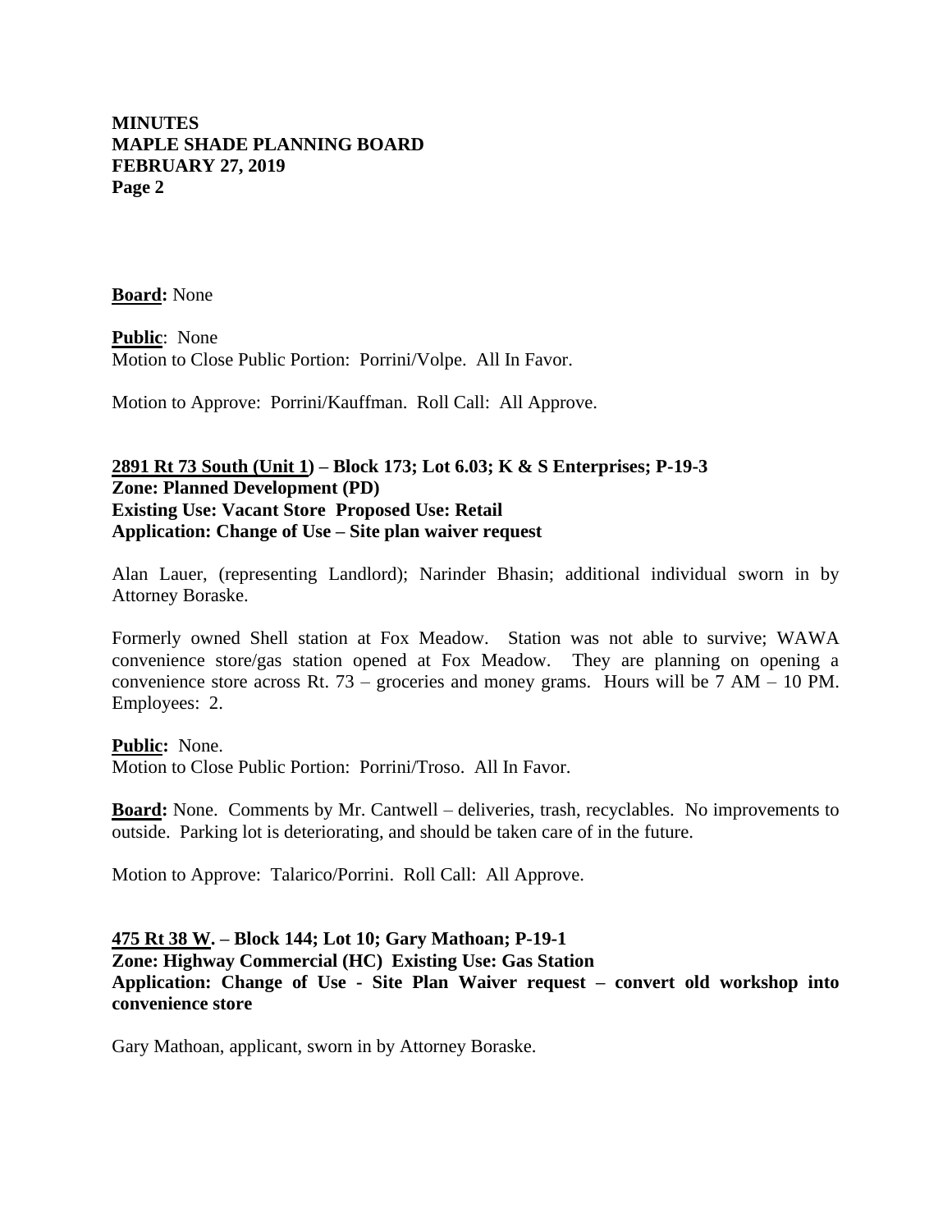**Board:** None

**Public**: None
Motion to Close Public Portion: Porrini/Volpe. All In Favor.

Motion to Approve: Porrini/Kauffman. Roll Call: All Approve.

**2891 Rt 73 South (Unit 1) – Block 173; Lot 6.03; K & S Enterprises; P-19-3**
**Zone: Planned Development (PD)**
**Existing Use: Vacant Store Proposed Use: Retail**
**Application: Change of Use – Site plan waiver request**

Alan Lauer, (representing Landlord); Narinder Bhasin; additional individual sworn in by Attorney Boraske.

Formerly owned Shell station at Fox Meadow. Station was not able to survive; WAWA convenience store/gas station opened at Fox Meadow. They are planning on opening a convenience store across Rt. 73 – groceries and money grams. Hours will be 7 AM – 10 PM. Employees: 2.

**Public:** None.
Motion to Close Public Portion: Porrini/Troso. All In Favor.

**Board:** None. Comments by Mr. Cantwell – deliveries, trash, recyclables. No improvements to outside. Parking lot is deteriorating, and should be taken care of in the future.

Motion to Approve: Talarico/Porrini. Roll Call: All Approve.

**475 Rt 38 W. – Block 144; Lot 10; Gary Mathoan; P-19-1**
**Zone: Highway Commercial (HC) Existing Use: Gas Station**
**Application: Change of Use - Site Plan Waiver request – convert old workshop into convenience store**

Gary Mathoan, applicant, sworn in by Attorney Boraske.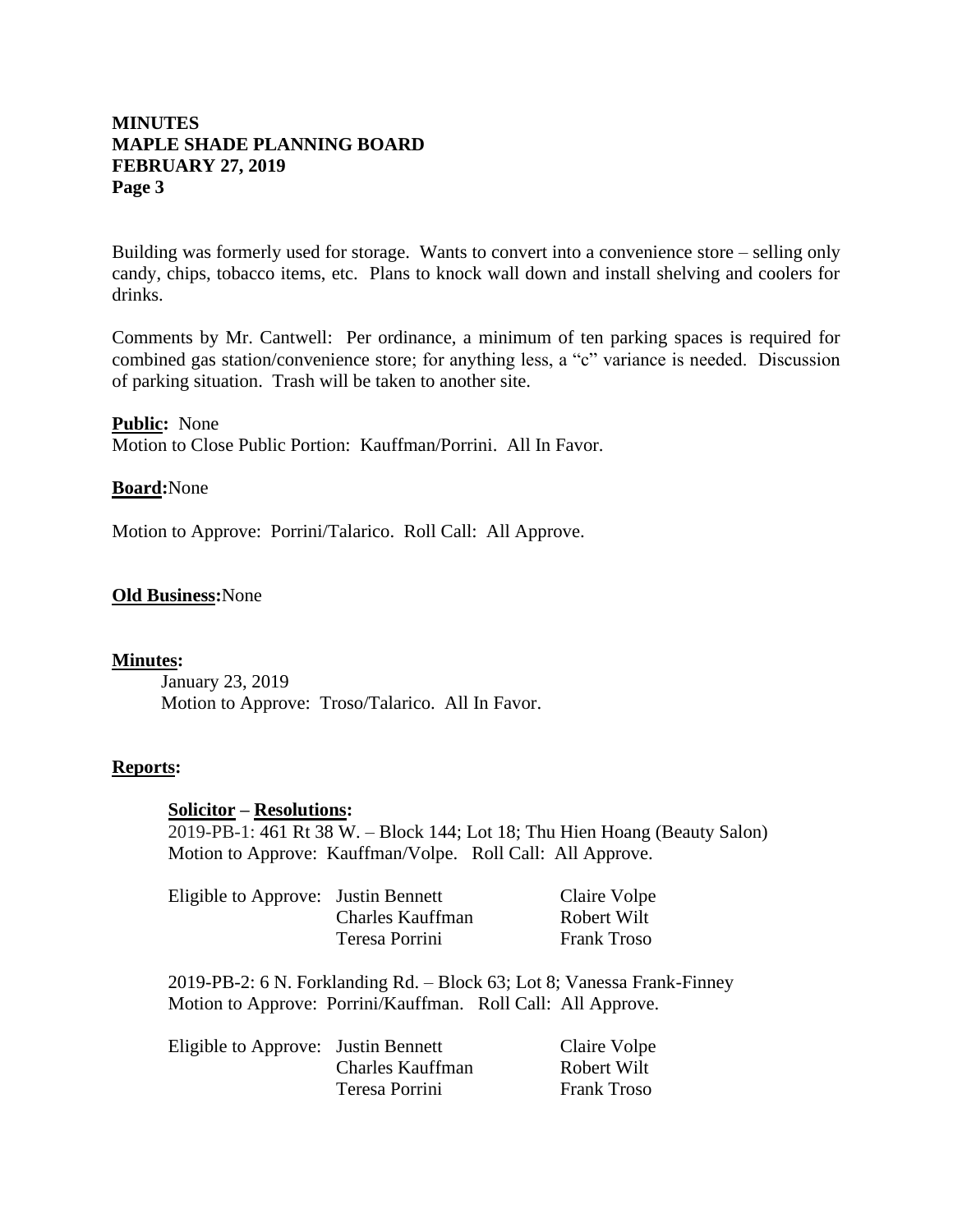Building was formerly used for storage. Wants to convert into a convenience store – selling only candy, chips, tobacco items, etc. Plans to knock wall down and install shelving and coolers for drinks.

Comments by Mr. Cantwell: Per ordinance, a minimum of ten parking spaces is required for combined gas station/convenience store; for anything less, a "c" variance is needed. Discussion of parking situation. Trash will be taken to another site.

**Public:** None
Motion to Close Public Portion: Kauffman/Porrini. All In Favor.

**Board:** None

Motion to Approve: Porrini/Talarico. Roll Call: All Approve.

**Old Business:** None

**Minutes:**

January 23, 2019
Motion to Approve: Troso/Talarico. All In Favor.

**Reports:**

**Solicitor – Resolutions:**

2019-PB-1: 461 Rt 38 W. – Block 144; Lot 18; Thu Hien Hoang (Beauty Salon)
Motion to Approve: Kauffman/Volpe. Roll Call: All Approve.

| Eligible to Approve: | Justin Bennett | Claire Volpe |
|---|---|---|
| | Charles Kauffman | Robert Wilt |
| | Teresa Porrini | Frank Troso |

2019-PB-2: 6 N. Forklanding Rd. – Block 63; Lot 8; Vanessa Frank-Finney
Motion to Approve: Porrini/Kauffman. Roll Call: All Approve.

| Eligible to Approve: | Justin Bennett | Claire Volpe |
|---|---|---|
| | Charles Kauffman | Robert Wilt |
| | Teresa Porrini | Frank Troso |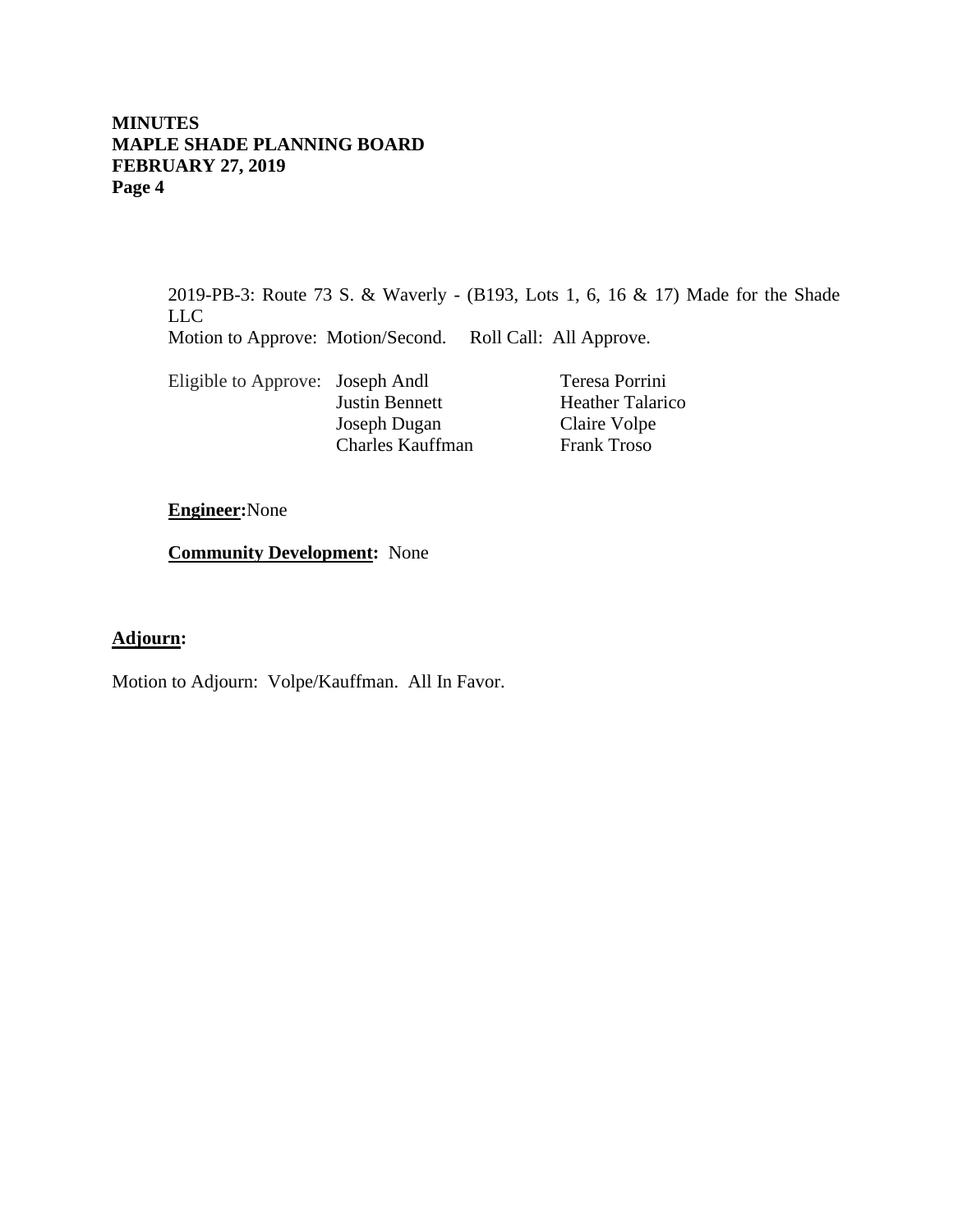2019-PB-3: Route 73 S. & Waverly - (B193, Lots 1, 6, 16 & 17) Made for the Shade LLC

Motion to Approve: Motion/Second. Roll Call: All Approve.

| | | |
|---|---|---|
| Eligible to Approve: | Joseph Andl | Teresa Porrini |
| | Justin Bennett | Heather Talarico |
| | Joseph Dugan | Claire Volpe |
| | Charles Kauffman | Frank Troso |

**Engineer:** None

**Community Development:** None

## Adjourn:

Motion to Adjourn: Volpe/Kauffman. All In Favor.